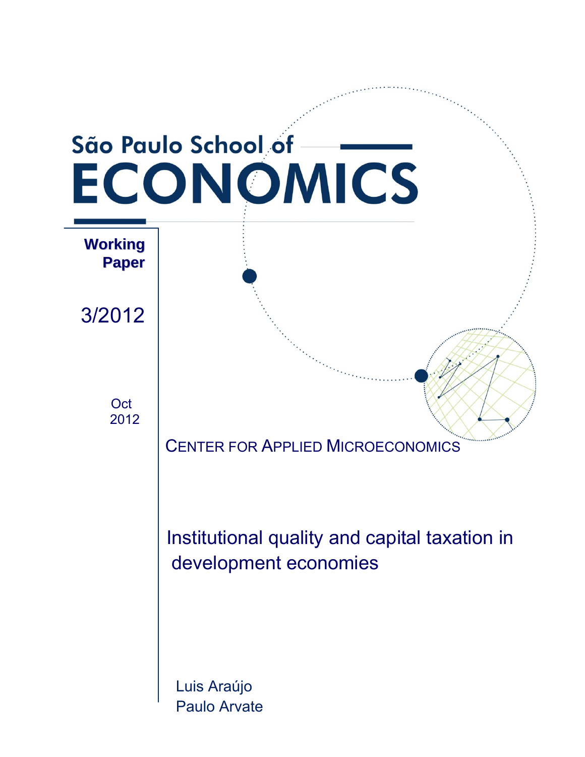São Paulo School of

# ECONOMICS

**Working Paper**

3/2012

Oct 2012

CENTER FOR APPLIED MICROECONOMICS

## Institutional quality and capital taxation in development economies

Luis Araújo
Paulo Arvate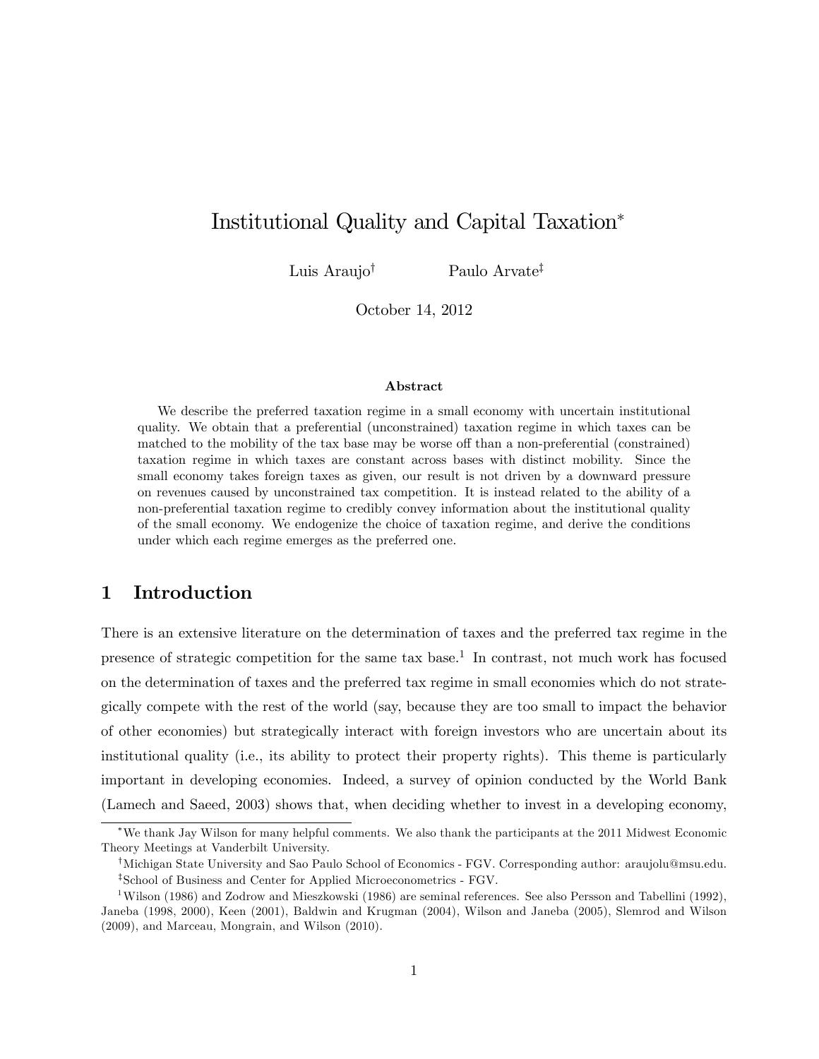# Institutional Quality and Capital Taxation*

Luis Araujo[†] Paulo Arvate[‡]

October 14, 2012

### Abstract

We describe the preferred taxation regime in a small economy with uncertain institutional quality. We obtain that a preferential (unconstrained) taxation regime in which taxes can be matched to the mobility of the tax base may be worse off than a non-preferential (constrained) taxation regime in which taxes are constant across bases with distinct mobility. Since the small economy takes foreign taxes as given, our result is not driven by a downward pressure on revenues caused by unconstrained tax competition. It is instead related to the ability of a non-preferential taxation regime to credibly convey information about the institutional quality of the small economy. We endogenize the choice of taxation regime, and derive the conditions under which each regime emerges as the preferred one.

## 1 Introduction

There is an extensive literature on the determination of taxes and the preferred tax regime in the presence of strategic competition for the same tax base.[1] In contrast, not much work has focused on the determination of taxes and the preferred tax regime in small economies which do not strategically compete with the rest of the world (say, because they are too small to impact the behavior of other economies) but strategically interact with foreign investors who are uncertain about its institutional quality (i.e., its ability to protect their property rights). This theme is particularly important in developing economies. Indeed, a survey of opinion conducted by the World Bank (Lamech and Saeed, 2003) shows that, when deciding whether to invest in a developing economy,

---

*We thank Jay Wilson for many helpful comments. We also thank the participants at the 2011 Midwest Economic Theory Meetings at Vanderbilt University.

[†]Michigan State University and Sao Paulo School of Economics - FGV. Corresponding author: araujolu@msu.edu.

[‡]School of Business and Center for Applied Microeconometrics - FGV.

[1]Wilson (1986) and Zodrow and Mieszkowski (1986) are seminal references. See also Persson and Tabellini (1992), Janeba (1998, 2000), Keen (2001), Baldwin and Krugman (2004), Wilson and Janeba (2005), Slemrod and Wilson (2009), and Marceau, Mongrain, and Wilson (2010).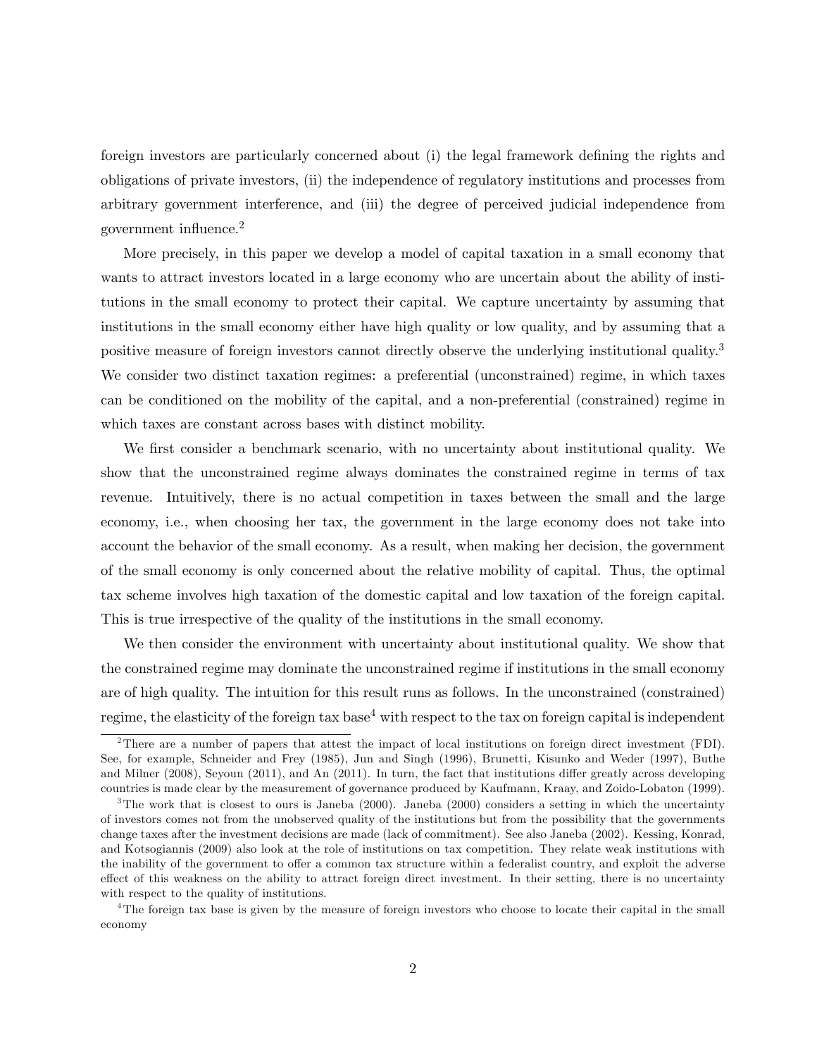foreign investors are particularly concerned about (i) the legal framework defining the rights and obligations of private investors, (ii) the independence of regulatory institutions and processes from arbitrary government interference, and (iii) the degree of perceived judicial independence from government influence.[2]

More precisely, in this paper we develop a model of capital taxation in a small economy that wants to attract investors located in a large economy who are uncertain about the ability of institutions in the small economy to protect their capital. We capture uncertainty by assuming that institutions in the small economy either have high quality or low quality, and by assuming that a positive measure of foreign investors cannot directly observe the underlying institutional quality.[3] We consider two distinct taxation regimes: a preferential (unconstrained) regime, in which taxes can be conditioned on the mobility of the capital, and a non-preferential (constrained) regime in which taxes are constant across bases with distinct mobility.

We first consider a benchmark scenario, with no uncertainty about institutional quality. We show that the unconstrained regime always dominates the constrained regime in terms of tax revenue. Intuitively, there is no actual competition in taxes between the small and the large economy, i.e., when choosing her tax, the government in the large economy does not take into account the behavior of the small economy. As a result, when making her decision, the government of the small economy is only concerned about the relative mobility of capital. Thus, the optimal tax scheme involves high taxation of the domestic capital and low taxation of the foreign capital. This is true irrespective of the quality of the institutions in the small economy.

We then consider the environment with uncertainty about institutional quality. We show that the constrained regime may dominate the unconstrained regime if institutions in the small economy are of high quality. The intuition for this result runs as follows. In the unconstrained (constrained) regime, the elasticity of the foreign tax base[4] with respect to the tax on foreign capital is independent

[2]There are a number of papers that attest the impact of local institutions on foreign direct investment (FDI). See, for example, Schneider and Frey (1985), Jun and Singh (1996), Brunetti, Kisunko and Weder (1997), Buthe and Milner (2008), Seyoun (2011), and An (2011). In turn, the fact that institutions differ greatly across developing countries is made clear by the measurement of governance produced by Kaufmann, Kraay, and Zoido-Lobaton (1999).

[3]The work that is closest to ours is Janeba (2000). Janeba (2000) considers a setting in which the uncertainty of investors comes not from the unobserved quality of the institutions but from the possibility that the governments change taxes after the investment decisions are made (lack of commitment). See also Janeba (2002). Kessing, Konrad, and Kotsogiannis (2009) also look at the role of institutions on tax competition. They relate weak institutions with the inability of the government to offer a common tax structure within a federalist country, and exploit the adverse effect of this weakness on the ability to attract foreign direct investment. In their setting, there is no uncertainty with respect to the quality of institutions.

[4]The foreign tax base is given by the measure of foreign investors who choose to locate their capital in the small economy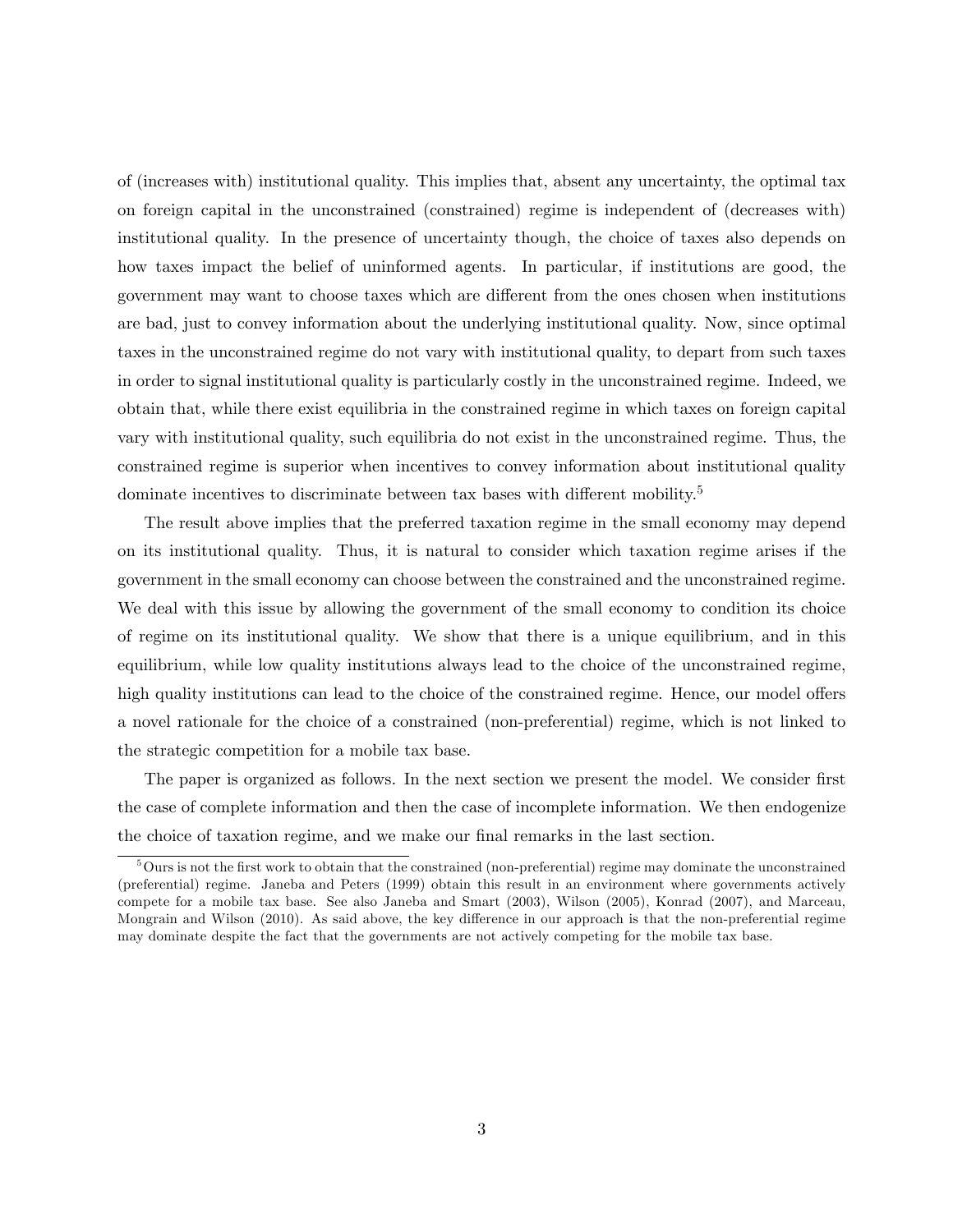of (increases with) institutional quality. This implies that, absent any uncertainty, the optimal tax on foreign capital in the unconstrained (constrained) regime is independent of (decreases with) institutional quality. In the presence of uncertainty though, the choice of taxes also depends on how taxes impact the belief of uninformed agents. In particular, if institutions are good, the government may want to choose taxes which are different from the ones chosen when institutions are bad, just to convey information about the underlying institutional quality. Now, since optimal taxes in the unconstrained regime do not vary with institutional quality, to depart from such taxes in order to signal institutional quality is particularly costly in the unconstrained regime. Indeed, we obtain that, while there exist equilibria in the constrained regime in which taxes on foreign capital vary with institutional quality, such equilibria do not exist in the unconstrained regime. Thus, the constrained regime is superior when incentives to convey information about institutional quality dominate incentives to discriminate between tax bases with different mobility.[5]

The result above implies that the preferred taxation regime in the small economy may depend on its institutional quality. Thus, it is natural to consider which taxation regime arises if the government in the small economy can choose between the constrained and the unconstrained regime. We deal with this issue by allowing the government of the small economy to condition its choice of regime on its institutional quality. We show that there is a unique equilibrium, and in this equilibrium, while low quality institutions always lead to the choice of the unconstrained regime, high quality institutions can lead to the choice of the constrained regime. Hence, our model offers a novel rationale for the choice of a constrained (non-preferential) regime, which is not linked to the strategic competition for a mobile tax base.

The paper is organized as follows. In the next section we present the model. We consider first the case of complete information and then the case of incomplete information. We then endogenize the choice of taxation regime, and we make our final remarks in the last section.

[5] Ours is not the first work to obtain that the constrained (non-preferential) regime may dominate the unconstrained (preferential) regime. Janeba and Peters (1999) obtain this result in an environment where governments actively compete for a mobile tax base. See also Janeba and Smart (2003), Wilson (2005), Konrad (2007), and Marceau, Mongrain and Wilson (2010). As said above, the key difference in our approach is that the non-preferential regime may dominate despite the fact that the governments are not actively competing for the mobile tax base.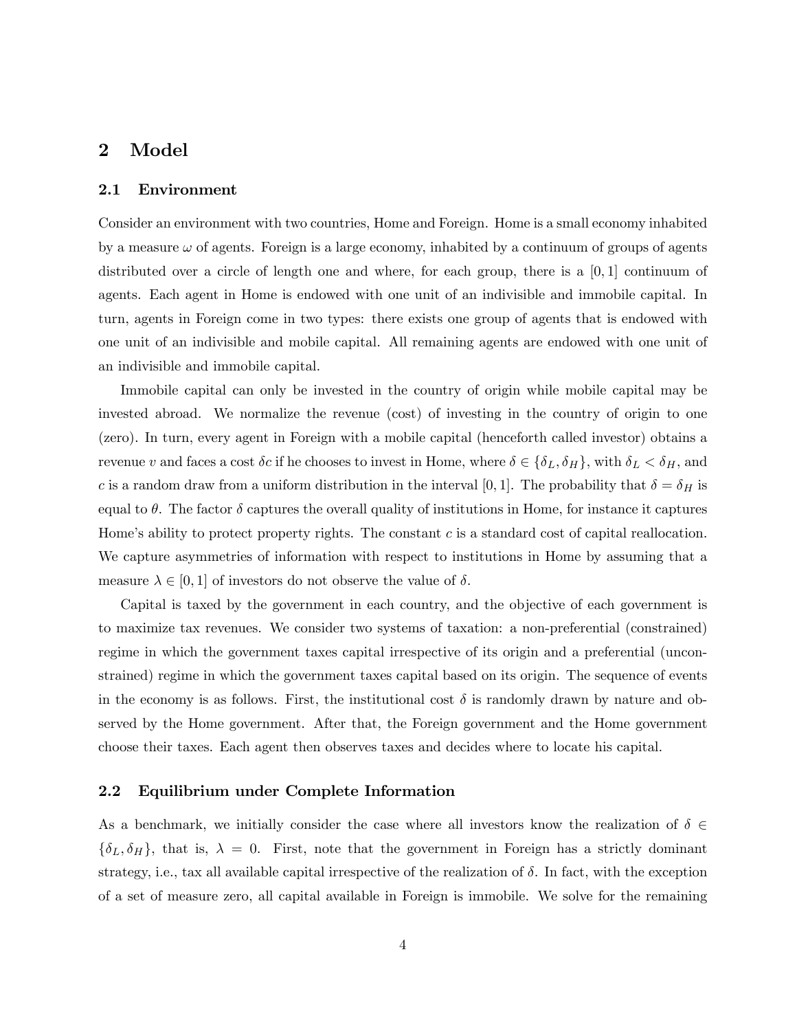## 2 Model

### 2.1 Environment

Consider an environment with two countries, Home and Foreign. Home is a small economy inhabited by a measure $\omega$ of agents. Foreign is a large economy, inhabited by a continuum of groups of agents distributed over a circle of length one and where, for each group, there is a $[0, 1]$ continuum of agents. Each agent in Home is endowed with one unit of an indivisible and immobile capital. In turn, agents in Foreign come in two types: there exists one group of agents that is endowed with one unit of an indivisible and mobile capital. All remaining agents are endowed with one unit of an indivisible and immobile capital.

Immobile capital can only be invested in the country of origin while mobile capital may be invested abroad. We normalize the revenue (cost) of investing in the country of origin to one (zero). In turn, every agent in Foreign with a mobile capital (henceforth called investor) obtains a revenue $v$ and faces a cost $\delta c$ if he chooses to invest in Home, where $\delta \in \{\delta_L, \delta_H\}$, with $\delta_L < \delta_H$, and $c$ is a random draw from a uniform distribution in the interval $[0, 1]$. The probability that $\delta = \delta_H$ is equal to $\theta$. The factor $\delta$ captures the overall quality of institutions in Home, for instance it captures Home's ability to protect property rights. The constant $c$ is a standard cost of capital reallocation. We capture asymmetries of information with respect to institutions in Home by assuming that a measure $\lambda \in [0, 1]$ of investors do not observe the value of $\delta$.

Capital is taxed by the government in each country, and the objective of each government is to maximize tax revenues. We consider two systems of taxation: a non-preferential (constrained) regime in which the government taxes capital irrespective of its origin and a preferential (unconstrained) regime in which the government taxes capital based on its origin. The sequence of events in the economy is as follows. First, the institutional cost $\delta$ is randomly drawn by nature and observed by the Home government. After that, the Foreign government and the Home government choose their taxes. Each agent then observes taxes and decides where to locate his capital.

### 2.2 Equilibrium under Complete Information

As a benchmark, we initially consider the case where all investors know the realization of $\delta \in \{\delta_L, \delta_H\}$, that is, $\lambda = 0$. First, note that the government in Foreign has a strictly dominant strategy, i.e., tax all available capital irrespective of the realization of $\delta$. In fact, with the exception of a set of measure zero, all capital available in Foreign is immobile. We solve for the remaining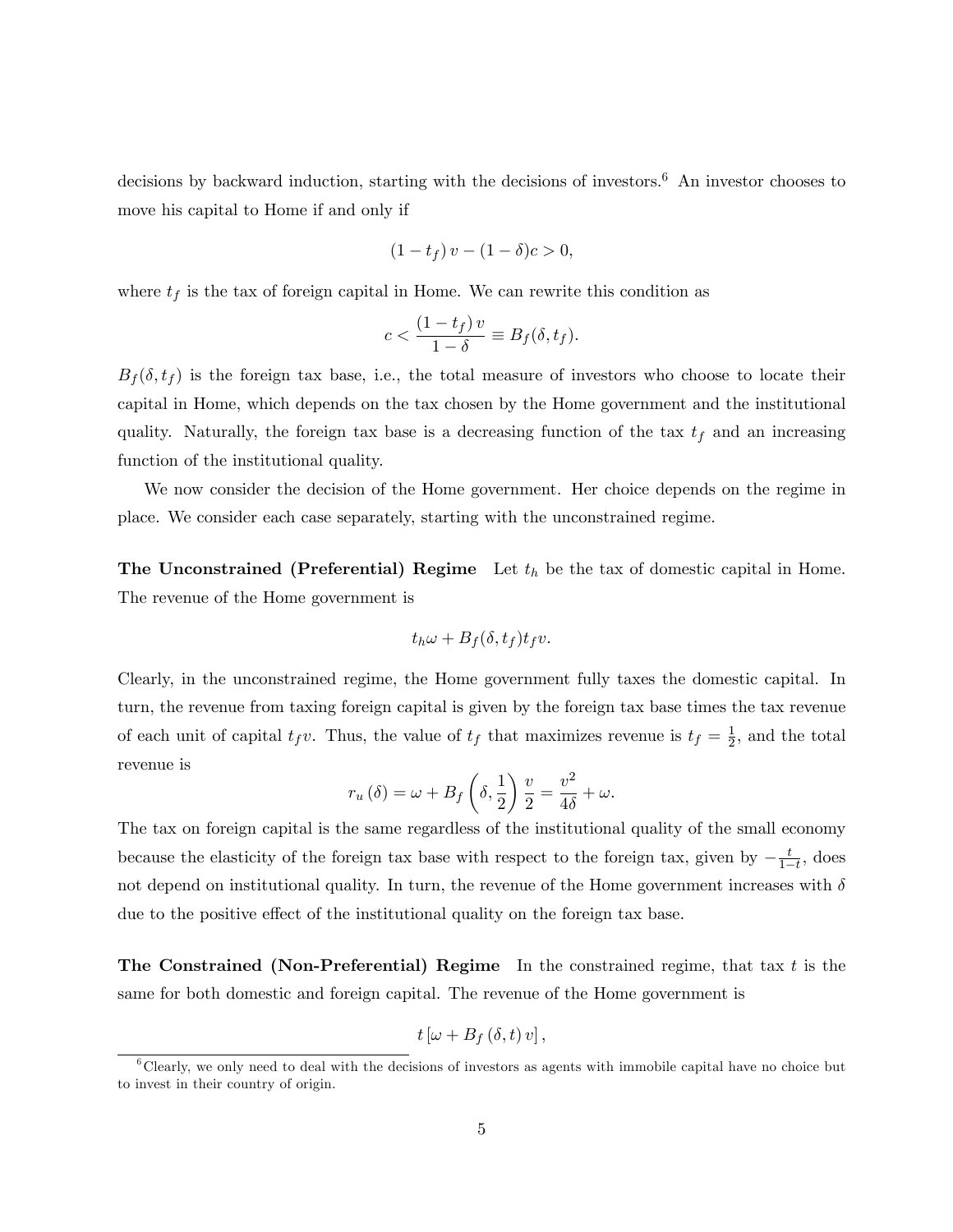decisions by backward induction, starting with the decisions of investors.[6] An investor chooses to move his capital to Home if and only if

$$(1-t_f)\,v-(1-\delta)c>0,$$

where $t_f$ is the tax of foreign capital in Home. We can rewrite this condition as

$$c<\frac{(1-t_f)\,v}{1-\delta}\equiv B_f(\delta,t_f).$$

$B_f(\delta,t_f)$ is the foreign tax base, i.e., the total measure of investors who choose to locate their capital in Home, which depends on the tax chosen by the Home government and the institutional quality. Naturally, the foreign tax base is a decreasing function of the tax $t_f$ and an increasing function of the institutional quality.

We now consider the decision of the Home government. Her choice depends on the regime in place. We consider each case separately, starting with the unconstrained regime.

**The Unconstrained (Preferential) Regime** Let $t_h$ be the tax of domestic capital in Home. The revenue of the Home government is

$$t_h\omega+B_f(\delta,t_f)t_fv.$$

Clearly, in the unconstrained regime, the Home government fully taxes the domestic capital. In turn, the revenue from taxing foreign capital is given by the foreign tax base times the tax revenue of each unit of capital $t_fv$. Thus, the value of $t_f$ that maximizes revenue is $t_f=\frac{1}{2}$, and the total revenue is

$$r_u\left(\delta\right)=\omega+B_f\left(\delta,\frac{1}{2}\right)\frac{v}{2}=\frac{v^2}{4\delta}+\omega.$$

The tax on foreign capital is the same regardless of the institutional quality of the small economy because the elasticity of the foreign tax base with respect to the foreign tax, given by $-\frac{t}{1-t}$, does not depend on institutional quality. In turn, the revenue of the Home government increases with $\delta$ due to the positive effect of the institutional quality on the foreign tax base.

**The Constrained (Non-Preferential) Regime** In the constrained regime, that tax $t$ is the same for both domestic and foreign capital. The revenue of the Home government is

$$t\left[\omega+B_f\left(\delta,t\right)v\right],$$

[6] Clearly, we only need to deal with the decisions of investors as agents with immobile capital have no choice but to invest in their country of origin.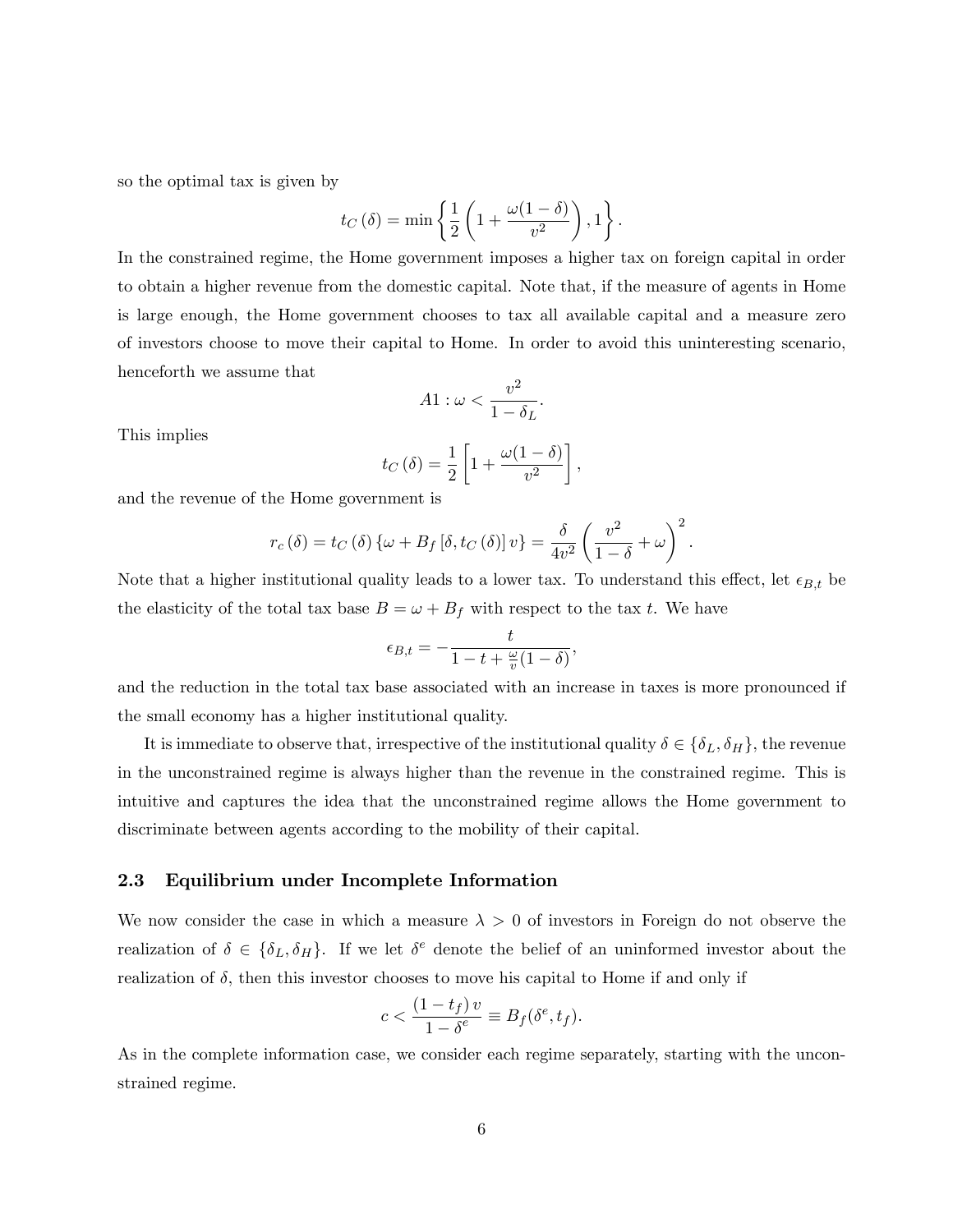so the optimal tax is given by

$$t_C(\delta) = \min\left\{\frac{1}{2}\left(1+\frac{\omega(1-\delta)}{v^2}\right), 1\right\}.$$

In the constrained regime, the Home government imposes a higher tax on foreign capital in order to obtain a higher revenue from the domestic capital. Note that, if the measure of agents in Home is large enough, the Home government chooses to tax all available capital and a measure zero of investors choose to move their capital to Home. In order to avoid this uninteresting scenario, henceforth we assume that

$$A1: \omega < \frac{v^2}{1-\delta_L}.$$

This implies

$$t_C(\delta) = \frac{1}{2}\left[1+\frac{\omega(1-\delta)}{v^2}\right],$$

and the revenue of the Home government is

$$r_c(\delta) = t_C(\delta)\left\{\omega + B_f\left[\delta, t_C(\delta)\right]v\right\} = \frac{\delta}{4v^2}\left(\frac{v^2}{1-\delta}+\omega\right)^2.$$

Note that a higher institutional quality leads to a lower tax. To understand this effect, let $\epsilon_{B,t}$ be the elasticity of the total tax base $B = \omega + B_f$ with respect to the tax $t$. We have

$$\epsilon_{B,t} = -\frac{t}{1-t+\frac{\omega}{v}(1-\delta)},$$

and the reduction in the total tax base associated with an increase in taxes is more pronounced if the small economy has a higher institutional quality.

It is immediate to observe that, irrespective of the institutional quality $\delta \in \{\delta_L, \delta_H\}$, the revenue in the unconstrained regime is always higher than the revenue in the constrained regime. This is intuitive and captures the idea that the unconstrained regime allows the Home government to discriminate between agents according to the mobility of their capital.

### 2.3 Equilibrium under Incomplete Information

We now consider the case in which a measure $\lambda > 0$ of investors in Foreign do not observe the realization of $\delta \in \{\delta_L, \delta_H\}$. If we let $\delta^e$ denote the belief of an uninformed investor about the realization of $\delta$, then this investor chooses to move his capital to Home if and only if

$$c < \frac{(1-t_f)v}{1-\delta^e} \equiv B_f(\delta^e, t_f).$$

As in the complete information case, we consider each regime separately, starting with the unconstrained regime.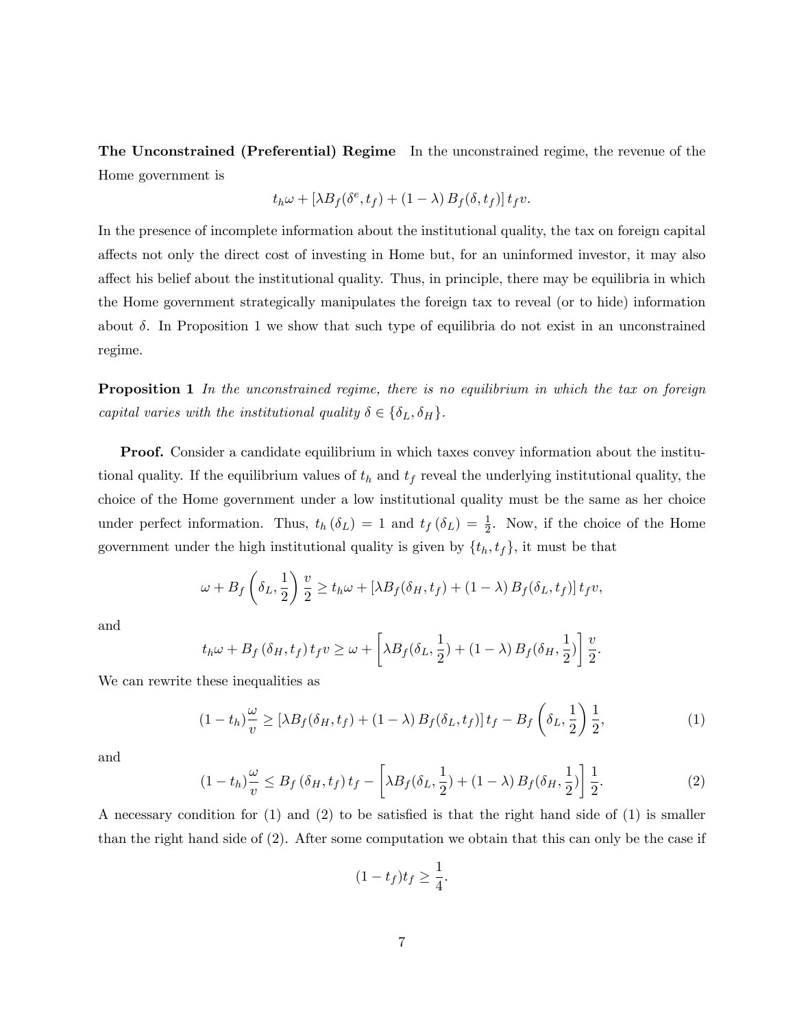**The Unconstrained (Preferential) Regime** In the unconstrained regime, the revenue of the Home government is

$$t_h\omega + \left[\lambda B_f(\delta^e, t_f) + (1-\lambda)\, B_f(\delta, t_f)\right] t_f v.$$

In the presence of incomplete information about the institutional quality, the tax on foreign capital affects not only the direct cost of investing in Home but, for an uninformed investor, it may also affect his belief about the institutional quality. Thus, in principle, there may be equilibria in which the Home government strategically manipulates the foreign tax to reveal (or to hide) information about $\delta$. In Proposition 1 we show that such type of equilibria do not exist in an unconstrained regime.

**Proposition 1** *In the unconstrained regime, there is no equilibrium in which the tax on foreign capital varies with the institutional quality* $\delta \in \{\delta_L, \delta_H\}$.

**Proof.** Consider a candidate equilibrium in which taxes convey information about the institutional quality. If the equilibrium values of $t_h$ and $t_f$ reveal the underlying institutional quality, the choice of the Home government under a low institutional quality must be the same as her choice under perfect information. Thus, $t_h(\delta_L) = 1$ and $t_f(\delta_L) = \frac{1}{2}$. Now, if the choice of the Home government under the high institutional quality is given by $\{t_h, t_f\}$, it must be that

$$\omega + B_f\left(\delta_L, \frac{1}{2}\right)\frac{v}{2} \geq t_h\omega + \left[\lambda B_f(\delta_H, t_f) + (1-\lambda)\, B_f(\delta_L, t_f)\right] t_f v,$$

and

$$t_h\omega + B_f(\delta_H, t_f)\, t_f v \geq \omega + \left[\lambda B_f(\delta_L, \frac{1}{2}) + (1-\lambda)\, B_f(\delta_H, \frac{1}{2})\right]\frac{v}{2}.$$

We can rewrite these inequalities as

$$(1-t_h)\frac{\omega}{v} \geq \left[\lambda B_f(\delta_H, t_f) + (1-\lambda)\, B_f(\delta_L, t_f)\right] t_f - B_f\left(\delta_L, \frac{1}{2}\right)\frac{1}{2}, \tag{1}$$

and

$$(1-t_h)\frac{\omega}{v} \leq B_f(\delta_H, t_f)\, t_f - \left[\lambda B_f(\delta_L, \frac{1}{2}) + (1-\lambda)\, B_f(\delta_H, \frac{1}{2})\right]\frac{1}{2}. \tag{2}$$

A necessary condition for (1) and (2) to be satisfied is that the right hand side of (1) is smaller than the right hand side of (2). After some computation we obtain that this can only be the case if

$$(1-t_f)t_f \geq \frac{1}{4}.$$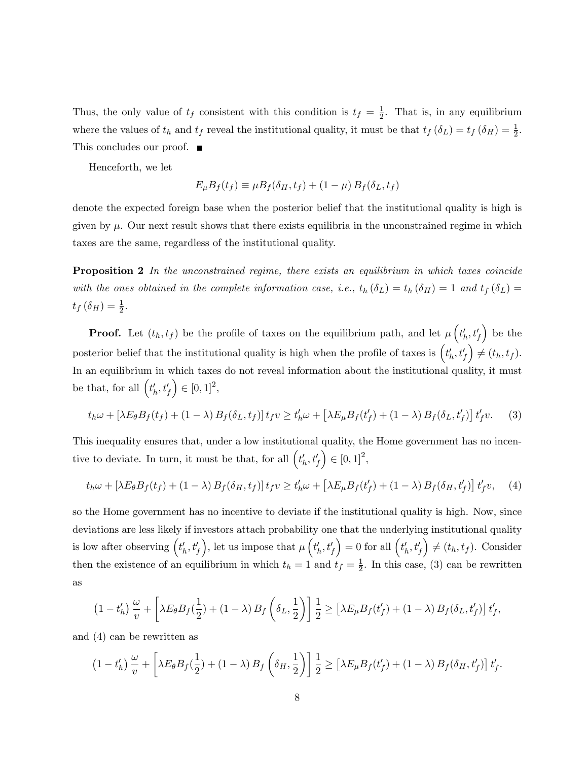Thus, the only value of $t_f$ consistent with this condition is $t_f = \frac{1}{2}$. That is, in any equilibrium where the values of $t_h$ and $t_f$ reveal the institutional quality, it must be that $t_f(\delta_L) = t_f(\delta_H) = \frac{1}{2}$. This concludes our proof. ■

Henceforth, we let

$$E_\mu B_f(t_f) \equiv \mu B_f(\delta_H, t_f) + (1-\mu) B_f(\delta_L, t_f)$$

denote the expected foreign base when the posterior belief that the institutional quality is high is given by $\mu$. Our next result shows that there exists equilibria in the unconstrained regime in which taxes are the same, regardless of the institutional quality.

**Proposition 2** *In the unconstrained regime, there exists an equilibrium in which taxes coincide with the ones obtained in the complete information case, i.e.,* $t_h(\delta_L) = t_h(\delta_H) = 1$ *and* $t_f(\delta_L) = t_f(\delta_H) = \frac{1}{2}$.

**Proof.** Let $(t_h, t_f)$ be the profile of taxes on the equilibrium path, and let $\mu\left(t_h', t_f'\right)$ be the posterior belief that the institutional quality is high when the profile of taxes is $\left(t_h', t_f'\right) \neq (t_h, t_f)$. In an equilibrium in which taxes do not reveal information about the institutional quality, it must be that, for all $\left(t_h', t_f'\right) \in [0,1]^2$,

$$t_h\omega + \left[\lambda E_\theta B_f(t_f) + (1-\lambda) B_f(\delta_L, t_f)\right] t_f v \geq t_h'\omega + \left[\lambda E_\mu B_f(t_f') + (1-\lambda) B_f(\delta_L, t_f')\right] t_f' v. \quad (3)$$

This inequality ensures that, under a low institutional quality, the Home government has no incentive to deviate. In turn, it must be that, for all $\left(t_h', t_f'\right) \in [0,1]^2$,

$$t_h\omega + \left[\lambda E_\theta B_f(t_f) + (1-\lambda) B_f(\delta_H, t_f)\right] t_f v \geq t_h'\omega + \left[\lambda E_\mu B_f(t_f') + (1-\lambda) B_f(\delta_H, t_f')\right] t_f' v, \quad (4)$$

so the Home government has no incentive to deviate if the institutional quality is high. Now, since deviations are less likely if investors attach probability one that the underlying institutional quality is low after observing $\left(t_h', t_f'\right)$, let us impose that $\mu\left(t_h', t_f'\right) = 0$ for all $\left(t_h', t_f'\right) \neq (t_h, t_f)$. Consider then the existence of an equilibrium in which $t_h = 1$ and $t_f = \frac{1}{2}$. In this case, (3) can be rewritten as

$$\left(1 - t_h'\right)\frac{\omega}{v} + \left[\lambda E_\theta B_f(\tfrac{1}{2}) + (1-\lambda) B_f\left(\delta_L, \tfrac{1}{2}\right)\right]\frac{1}{2} \geq \left[\lambda E_\mu B_f(t_f') + (1-\lambda) B_f(\delta_L, t_f')\right] t_f',$$

and (4) can be rewritten as

$$\left(1 - t_h'\right)\frac{\omega}{v} + \left[\lambda E_\theta B_f(\tfrac{1}{2}) + (1-\lambda) B_f\left(\delta_H, \tfrac{1}{2}\right)\right]\frac{1}{2} \geq \left[\lambda E_\mu B_f(t_f') + (1-\lambda) B_f(\delta_H, t_f')\right] t_f'.$$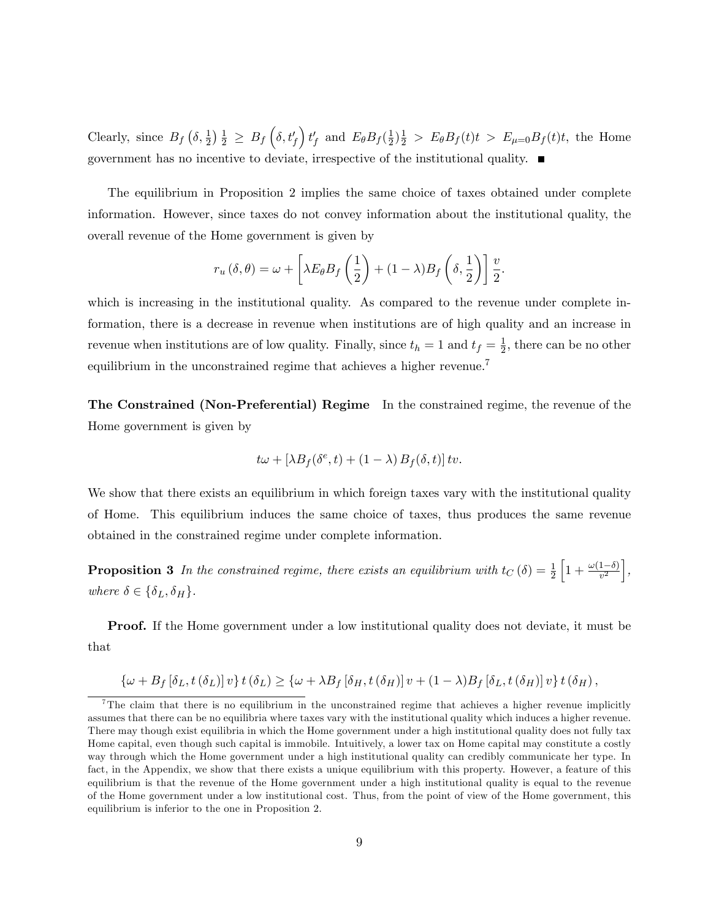Clearly, since $B_f\left(\delta, \frac{1}{2}\right)\frac{1}{2} \geq B_f\left(\delta, t_f'\right)t_f'$ and $E_\theta B_f(\frac{1}{2})\frac{1}{2} > E_\theta B_f(t)t > E_{\mu=0}B_f(t)t$, the Home government has no incentive to deviate, irrespective of the institutional quality. ■

The equilibrium in Proposition 2 implies the same choice of taxes obtained under complete information. However, since taxes do not convey information about the institutional quality, the overall revenue of the Home government is given by

$$r_u(\delta, \theta) = \omega + \left[\lambda E_\theta B_f\left(\frac{1}{2}\right) + (1-\lambda)B_f\left(\delta, \frac{1}{2}\right)\right]\frac{v}{2}.$$

which is increasing in the institutional quality. As compared to the revenue under complete information, there is a decrease in revenue when institutions are of high quality and an increase in revenue when institutions are of low quality. Finally, since $t_h = 1$ and $t_f = \frac{1}{2}$, there can be no other equilibrium in the unconstrained regime that achieves a higher revenue.[7]

**The Constrained (Non-Preferential) Regime** In the constrained regime, the revenue of the Home government is given by

$$t\omega + \left[\lambda B_f(\delta^e, t) + (1-\lambda)B_f(\delta, t)\right]tv.$$

We show that there exists an equilibrium in which foreign taxes vary with the institutional quality of Home. This equilibrium induces the same choice of taxes, thus produces the same revenue obtained in the constrained regime under complete information.

**Proposition 3** *In the constrained regime, there exists an equilibrium with* $t_C(\delta) = \frac{1}{2}\left[1 + \frac{\omega(1-\delta)}{v^2}\right]$, *where* $\delta \in \{\delta_L, \delta_H\}$.

**Proof.** If the Home government under a low institutional quality does not deviate, it must be that

$$\{\omega + B_f[\delta_L, t(\delta_L)]v\}t(\delta_L) \geq \{\omega + \lambda B_f[\delta_H, t(\delta_H)]v + (1-\lambda)B_f[\delta_L, t(\delta_H)]v\}t(\delta_H),$$

[7] The claim that there is no equilibrium in the unconstrained regime that achieves a higher revenue implicitly assumes that there can be no equilibria where taxes vary with the institutional quality which induces a higher revenue. There may though exist equilibria in which the Home government under a high institutional quality does not fully tax Home capital, even though such capital is immobile. Intuitively, a lower tax on Home capital may constitute a costly way through which the Home government under a high institutional quality can credibly communicate her type. In fact, in the Appendix, we show that there exists a unique equilibrium with this property. However, a feature of this equilibrium is that the revenue of the Home government under a high institutional quality is equal to the revenue of the Home government under a low institutional cost. Thus, from the point of view of the Home government, this equilibrium is inferior to the one in Proposition 2.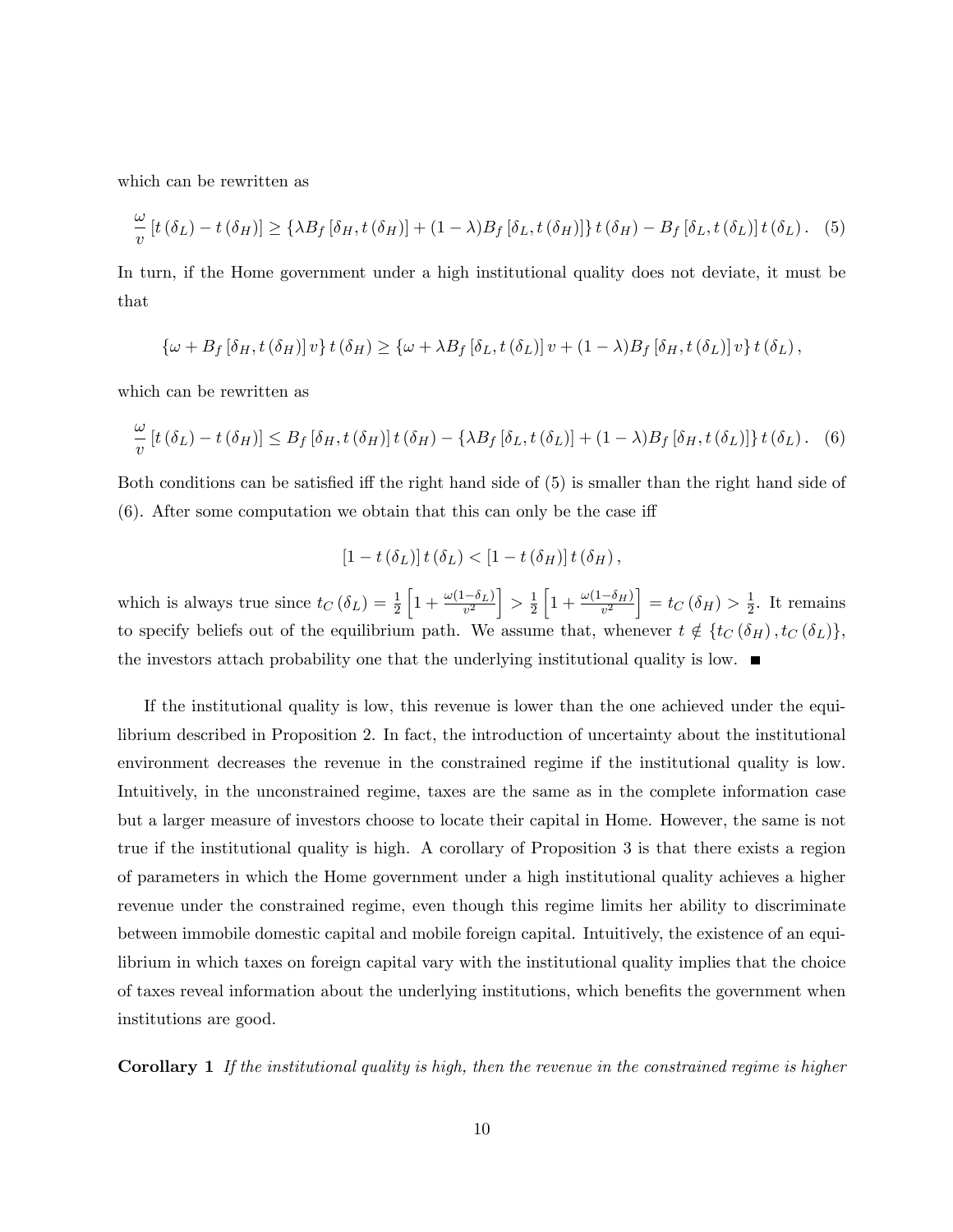which can be rewritten as

$$\frac{\omega}{v}\left[t\left(\delta_L\right)-t\left(\delta_H\right)\right] \geq \left\{\lambda B_f\left[\delta_H, t\left(\delta_H\right)\right]+(1-\lambda) B_f\left[\delta_L, t\left(\delta_H\right)\right]\right\} t\left(\delta_H\right)-B_f\left[\delta_L, t\left(\delta_L\right)\right] t\left(\delta_L\right). \quad (5)$$

In turn, if the Home government under a high institutional quality does not deviate, it must be that

$$\left\{\omega+B_f\left[\delta_H, t\left(\delta_H\right)\right] v\right\} t\left(\delta_H\right) \geq \left\{\omega+\lambda B_f\left[\delta_L, t\left(\delta_L\right)\right] v+(1-\lambda) B_f\left[\delta_H, t\left(\delta_L\right)\right] v\right\} t\left(\delta_L\right),$$

which can be rewritten as

$$\frac{\omega}{v}\left[t\left(\delta_L\right)-t\left(\delta_H\right)\right] \leq B_f\left[\delta_H, t\left(\delta_H\right)\right] t\left(\delta_H\right)-\left\{\lambda B_f\left[\delta_L, t\left(\delta_L\right)\right]+(1-\lambda) B_f\left[\delta_H, t\left(\delta_L\right)\right]\right\} t\left(\delta_L\right). \quad (6)$$

Both conditions can be satisfied iff the right hand side of (5) is smaller than the right hand side of (6). After some computation we obtain that this can only be the case iff

$$\left[1-t\left(\delta_L\right)\right] t\left(\delta_L\right)<\left[1-t\left(\delta_H\right)\right] t\left(\delta_H\right),$$

which is always true since $t_C\left(\delta_L\right)=\frac{1}{2}\left[1+\frac{\omega\left(1-\delta_L\right)}{v^2}\right]>\frac{1}{2}\left[1+\frac{\omega\left(1-\delta_H\right)}{v^2}\right]=t_C\left(\delta_H\right)>\frac{1}{2}$. It remains to specify beliefs out of the equilibrium path. We assume that, whenever $t \notin \left\{t_C\left(\delta_H\right), t_C\left(\delta_L\right)\right\}$, the investors attach probability one that the underlying institutional quality is low. ■

If the institutional quality is low, this revenue is lower than the one achieved under the equilibrium described in Proposition 2. In fact, the introduction of uncertainty about the institutional environment decreases the revenue in the constrained regime if the institutional quality is low. Intuitively, in the unconstrained regime, taxes are the same as in the complete information case but a larger measure of investors choose to locate their capital in Home. However, the same is not true if the institutional quality is high. A corollary of Proposition 3 is that there exists a region of parameters in which the Home government under a high institutional quality achieves a higher revenue under the constrained regime, even though this regime limits her ability to discriminate between immobile domestic capital and mobile foreign capital. Intuitively, the existence of an equilibrium in which taxes on foreign capital vary with the institutional quality implies that the choice of taxes reveal information about the underlying institutions, which benefits the government when institutions are good.

**Corollary 1** *If the institutional quality is high, then the revenue in the constrained regime is higher*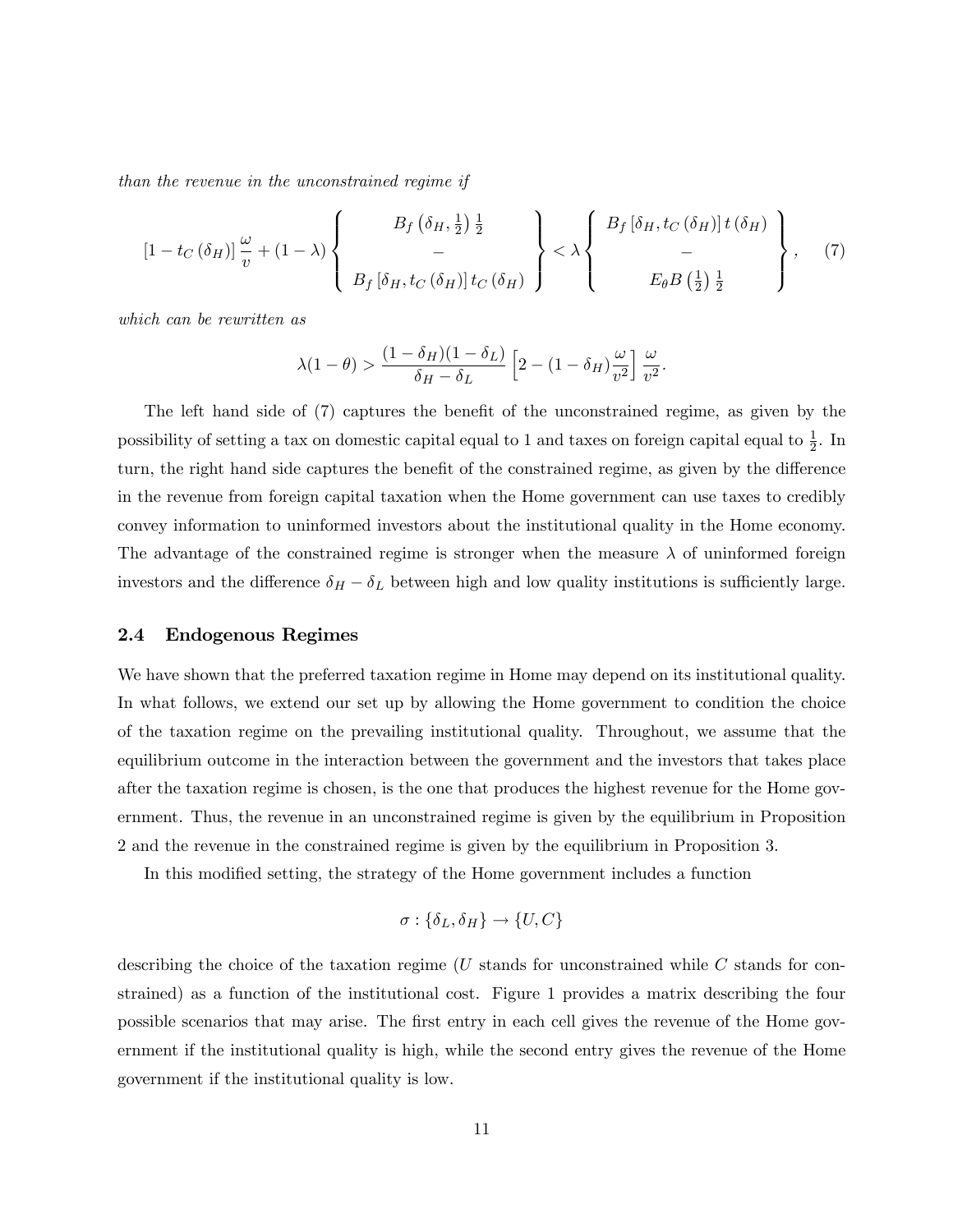*than the revenue in the unconstrained regime if*

$$
[1 - t_C(\delta_H)] \frac{\omega}{v} + (1-\lambda) \left\{ \begin{array}{c} B_f\left(\delta_H, \frac{1}{2}\right)\frac{1}{2} \\ - \\ B_f\left[\delta_H, t_C(\delta_H)\right] t_C(\delta_H) \end{array} \right\} < \lambda \left\{ \begin{array}{c} B_f\left[\delta_H, t_C(\delta_H)\right] t(\delta_H) \\ - \\ E_\theta B\left(\frac{1}{2}\right)\frac{1}{2} \end{array} \right\}, \qquad (7)
$$

*which can be rewritten as*

$$
\lambda(1-\theta) > \frac{(1-\delta_H)(1-\delta_L)}{\delta_H - \delta_L}\left[2 - (1-\delta_H)\frac{\omega}{v^2}\right]\frac{\omega}{v^2}.
$$

The left hand side of (7) captures the benefit of the unconstrained regime, as given by the possibility of setting a tax on domestic capital equal to 1 and taxes on foreign capital equal to $\frac{1}{2}$. In turn, the right hand side captures the benefit of the constrained regime, as given by the difference in the revenue from foreign capital taxation when the Home government can use taxes to credibly convey information to uninformed investors about the institutional quality in the Home economy. The advantage of the constrained regime is stronger when the measure $\lambda$ of uninformed foreign investors and the difference $\delta_H - \delta_L$ between high and low quality institutions is sufficiently large.

### 2.4 Endogenous Regimes

We have shown that the preferred taxation regime in Home may depend on its institutional quality. In what follows, we extend our set up by allowing the Home government to condition the choice of the taxation regime on the prevailing institutional quality. Throughout, we assume that the equilibrium outcome in the interaction between the government and the investors that takes place after the taxation regime is chosen, is the one that produces the highest revenue for the Home government. Thus, the revenue in an unconstrained regime is given by the equilibrium in Proposition 2 and the revenue in the constrained regime is given by the equilibrium in Proposition 3.

In this modified setting, the strategy of the Home government includes a function

$$
\sigma : \{\delta_L, \delta_H\} \to \{U, C\}
$$

describing the choice of the taxation regime ($U$ stands for unconstrained while $C$ stands for constrained) as a function of the institutional cost. Figure 1 provides a matrix describing the four possible scenarios that may arise. The first entry in each cell gives the revenue of the Home government if the institutional quality is high, while the second entry gives the revenue of the Home government if the institutional quality is low.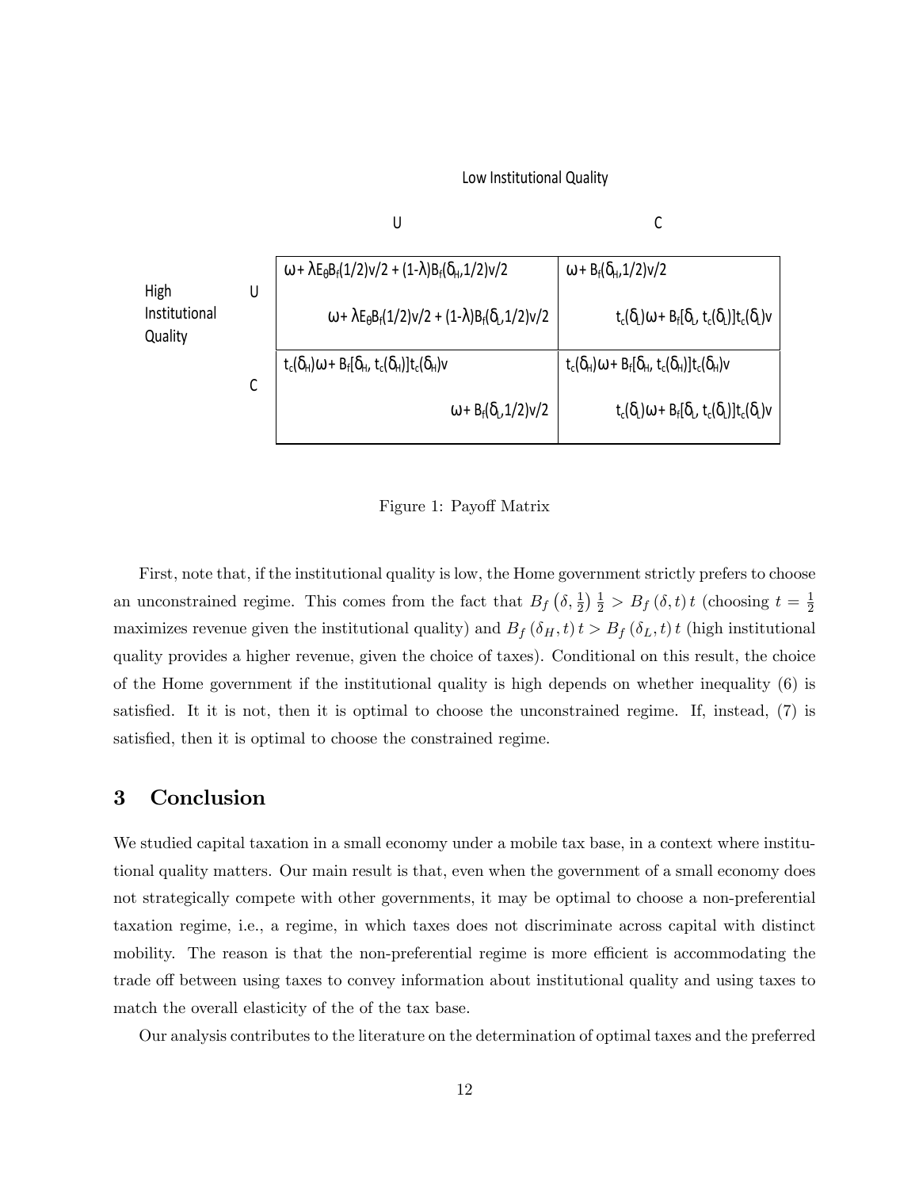| | | Low Institutional Quality | |
|---|---|---|---|
| | | U | C |
| High Institutional Quality | U | $\omega + \lambda E_\theta B_f(1/2)v/2 + (1-\lambda)B_f(\delta_H, 1/2)v/2$ ; $\omega + \lambda E_\theta B_f(1/2)v/2 + (1-\lambda)B_f(\delta_L, 1/2)v/2$ | $\omega + B_f(\delta_H, 1/2)v/2$ ; $t_c(\delta_L)\omega + B_f[\delta_L, t_c(\delta_L)]t_c(\delta_L)v$ |
| | C | $t_c(\delta_H)\omega + B_f[\delta_H, t_c(\delta_H)]t_c(\delta_H)v$ ; $\omega + B_f(\delta_L, 1/2)v/2$ | $t_c(\delta_H)\omega + B_f[\delta_H, t_c(\delta_H)]t_c(\delta_H)v$ ; $t_c(\delta_L)\omega + B_f[\delta_L, t_c(\delta_L)]t_c(\delta_L)v$ |

Figure 1: Payoff Matrix

First, note that, if the institutional quality is low, the Home government strictly prefers to choose an unconstrained regime. This comes from the fact that $B_f\left(\delta, \frac{1}{2}\right)\frac{1}{2} > B_f(\delta, t)\,t$ (choosing $t = \frac{1}{2}$ maximizes revenue given the institutional quality) and $B_f(\delta_H, t)\,t > B_f(\delta_L, t)\,t$ (high institutional quality provides a higher revenue, given the choice of taxes). Conditional on this result, the choice of the Home government if the institutional quality is high depends on whether inequality (6) is satisfied. It it is not, then it is optimal to choose the unconstrained regime. If, instead, (7) is satisfied, then it is optimal to choose the constrained regime.

## 3 Conclusion

We studied capital taxation in a small economy under a mobile tax base, in a context where institutional quality matters. Our main result is that, even when the government of a small economy does not strategically compete with other governments, it may be optimal to choose a non-preferential taxation regime, i.e., a regime, in which taxes does not discriminate across capital with distinct mobility. The reason is that the non-preferential regime is more efficient is accommodating the trade off between using taxes to convey information about institutional quality and using taxes to match the overall elasticity of the of the tax base.

Our analysis contributes to the literature on the determination of optimal taxes and the preferred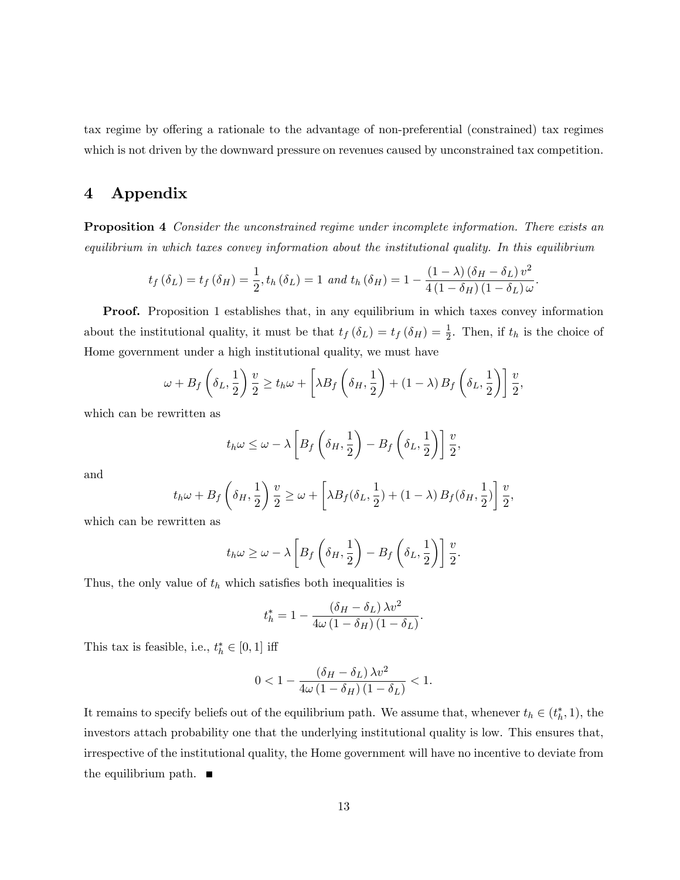tax regime by offering a rationale to the advantage of non-preferential (constrained) tax regimes which is not driven by the downward pressure on revenues caused by unconstrained tax competition.

# 4 Appendix

**Proposition 4** *Consider the unconstrained regime under incomplete information. There exists an equilibrium in which taxes convey information about the institutional quality. In this equilibrium*

$$t_f(\delta_L) = t_f(\delta_H) = \frac{1}{2}, t_h(\delta_L) = 1 \text{ and } t_h(\delta_H) = 1 - \frac{(1-\lambda)(\delta_H - \delta_L)v^2}{4(1-\delta_H)(1-\delta_L)\omega}.$$

**Proof.** Proposition 1 establishes that, in any equilibrium in which taxes convey information about the institutional quality, it must be that $t_f(\delta_L) = t_f(\delta_H) = \frac{1}{2}$. Then, if $t_h$ is the choice of Home government under a high institutional quality, we must have

$$\omega + B_f\left(\delta_L, \frac{1}{2}\right)\frac{v}{2} \geq t_h\omega + \left[\lambda B_f\left(\delta_H, \frac{1}{2}\right) + (1-\lambda)B_f\left(\delta_L, \frac{1}{2}\right)\right]\frac{v}{2},$$

which can be rewritten as

$$t_h\omega \leq \omega - \lambda\left[B_f\left(\delta_H, \frac{1}{2}\right) - B_f\left(\delta_L, \frac{1}{2}\right)\right]\frac{v}{2},$$

and

$$t_h\omega + B_f\left(\delta_H, \frac{1}{2}\right)\frac{v}{2} \geq \omega + \left[\lambda B_f(\delta_L, \frac{1}{2}) + (1-\lambda)B_f(\delta_H, \frac{1}{2})\right]\frac{v}{2},$$

which can be rewritten as

$$t_h\omega \geq \omega - \lambda\left[B_f\left(\delta_H, \frac{1}{2}\right) - B_f\left(\delta_L, \frac{1}{2}\right)\right]\frac{v}{2}.$$

Thus, the only value of $t_h$ which satisfies both inequalities is

$$t_h^* = 1 - \frac{(\delta_H - \delta_L)\lambda v^2}{4\omega(1-\delta_H)(1-\delta_L)}.$$

This tax is feasible, i.e., $t_h^* \in [0,1]$ iff

$$0 < 1 - \frac{(\delta_H - \delta_L)\lambda v^2}{4\omega(1-\delta_H)(1-\delta_L)} < 1.$$

It remains to specify beliefs out of the equilibrium path. We assume that, whenever $t_h \in (t_h^*, 1)$, the investors attach probability one that the underlying institutional quality is low. This ensures that, irrespective of the institutional quality, the Home government will have no incentive to deviate from the equilibrium path. ■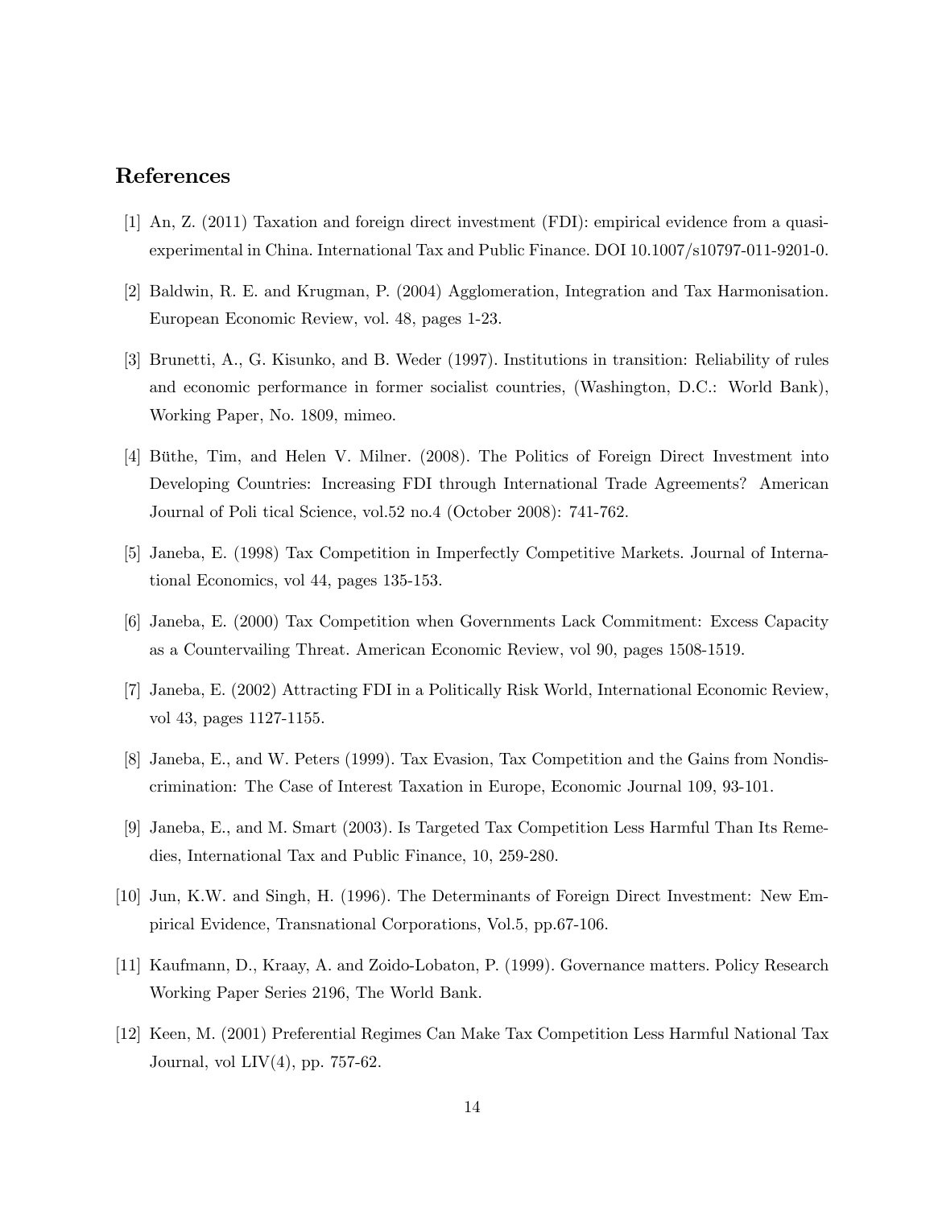## References

[1] An, Z. (2011) Taxation and foreign direct investment (FDI): empirical evidence from a quasi-experimental in China. International Tax and Public Finance. DOI 10.1007/s10797-011-9201-0.

[2] Baldwin, R. E. and Krugman, P. (2004) Agglomeration, Integration and Tax Harmonisation. European Economic Review, vol. 48, pages 1-23.

[3] Brunetti, A., G. Kisunko, and B. Weder (1997). Institutions in transition: Reliability of rules and economic performance in former socialist countries, (Washington, D.C.: World Bank), Working Paper, No. 1809, mimeo.

[4] Büthe, Tim, and Helen V. Milner. (2008). The Politics of Foreign Direct Investment into Developing Countries: Increasing FDI through International Trade Agreements? American Journal of Poli tical Science, vol.52 no.4 (October 2008): 741-762.

[5] Janeba, E. (1998) Tax Competition in Imperfectly Competitive Markets. Journal of International Economics, vol 44, pages 135-153.

[6] Janeba, E. (2000) Tax Competition when Governments Lack Commitment: Excess Capacity as a Countervailing Threat. American Economic Review, vol 90, pages 1508-1519.

[7] Janeba, E. (2002) Attracting FDI in a Politically Risk World, International Economic Review, vol 43, pages 1127-1155.

[8] Janeba, E., and W. Peters (1999). Tax Evasion, Tax Competition and the Gains from Nondiscrimination: The Case of Interest Taxation in Europe, Economic Journal 109, 93-101.

[9] Janeba, E., and M. Smart (2003). Is Targeted Tax Competition Less Harmful Than Its Remedies, International Tax and Public Finance, 10, 259-280.

[10] Jun, K.W. and Singh, H. (1996). The Determinants of Foreign Direct Investment: New Empirical Evidence, Transnational Corporations, Vol.5, pp.67-106.

[11] Kaufmann, D., Kraay, A. and Zoido-Lobaton, P. (1999). Governance matters. Policy Research Working Paper Series 2196, The World Bank.

[12] Keen, M. (2001) Preferential Regimes Can Make Tax Competition Less Harmful National Tax Journal, vol LIV(4), pp. 757-62.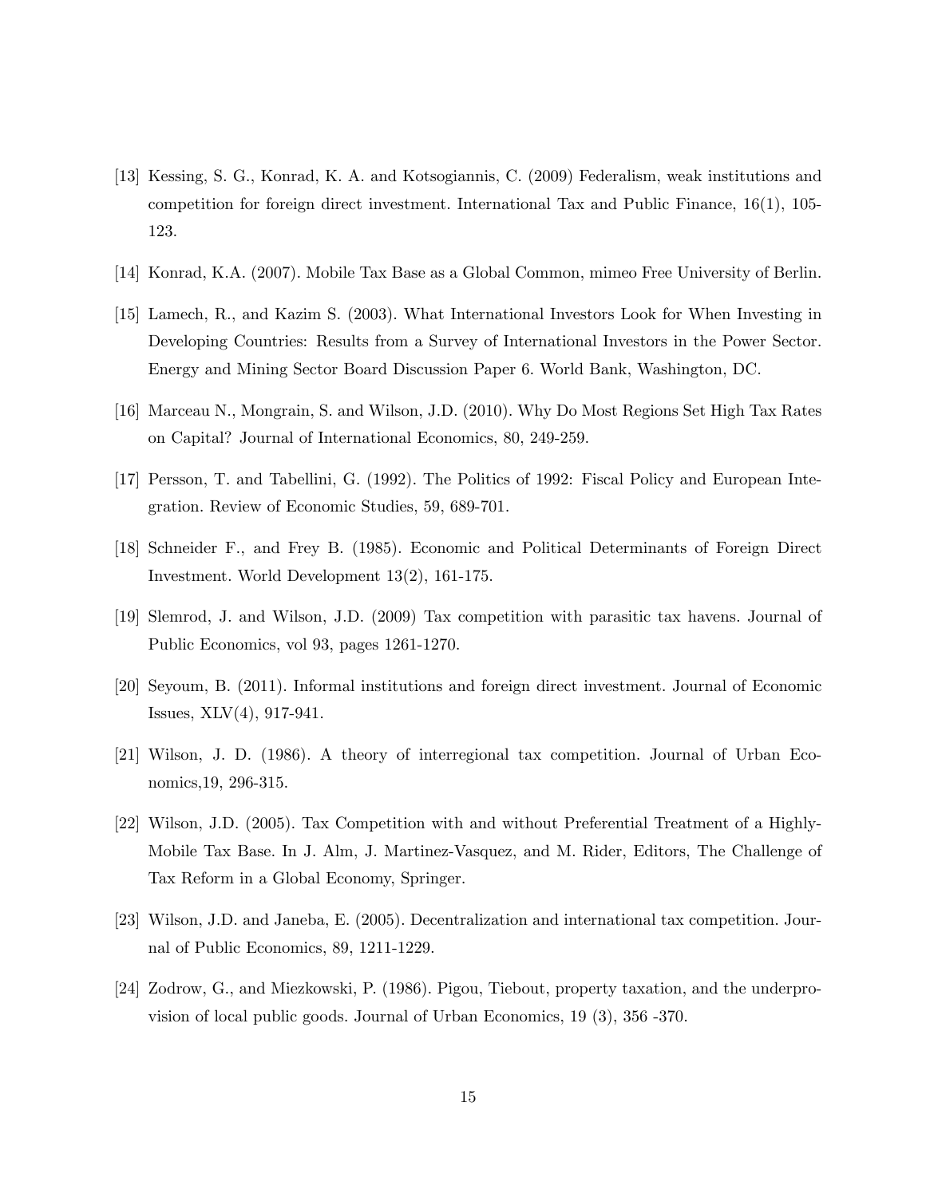[13] Kessing, S. G., Konrad, K. A. and Kotsogiannis, C. (2009) Federalism, weak institutions and competition for foreign direct investment. International Tax and Public Finance, 16(1), 105-123.

[14] Konrad, K.A. (2007). Mobile Tax Base as a Global Common, mimeo Free University of Berlin.

[15] Lamech, R., and Kazim S. (2003). What International Investors Look for When Investing in Developing Countries: Results from a Survey of International Investors in the Power Sector. Energy and Mining Sector Board Discussion Paper 6. World Bank, Washington, DC.

[16] Marceau N., Mongrain, S. and Wilson, J.D. (2010). Why Do Most Regions Set High Tax Rates on Capital? Journal of International Economics, 80, 249-259.

[17] Persson, T. and Tabellini, G. (1992). The Politics of 1992: Fiscal Policy and European Integration. Review of Economic Studies, 59, 689-701.

[18] Schneider F., and Frey B. (1985). Economic and Political Determinants of Foreign Direct Investment. World Development 13(2), 161-175.

[19] Slemrod, J. and Wilson, J.D. (2009) Tax competition with parasitic tax havens. Journal of Public Economics, vol 93, pages 1261-1270.

[20] Seyoum, B. (2011). Informal institutions and foreign direct investment. Journal of Economic Issues, XLV(4), 917-941.

[21] Wilson, J. D. (1986). A theory of interregional tax competition. Journal of Urban Economics,19, 296-315.

[22] Wilson, J.D. (2005). Tax Competition with and without Preferential Treatment of a Highly-Mobile Tax Base. In J. Alm, J. Martinez-Vasquez, and M. Rider, Editors, The Challenge of Tax Reform in a Global Economy, Springer.

[23] Wilson, J.D. and Janeba, E. (2005). Decentralization and international tax competition. Journal of Public Economics, 89, 1211-1229.

[24] Zodrow, G., and Miezkowski, P. (1986). Pigou, Tiebout, property taxation, and the underprovision of local public goods. Journal of Urban Economics, 19 (3), 356 -370.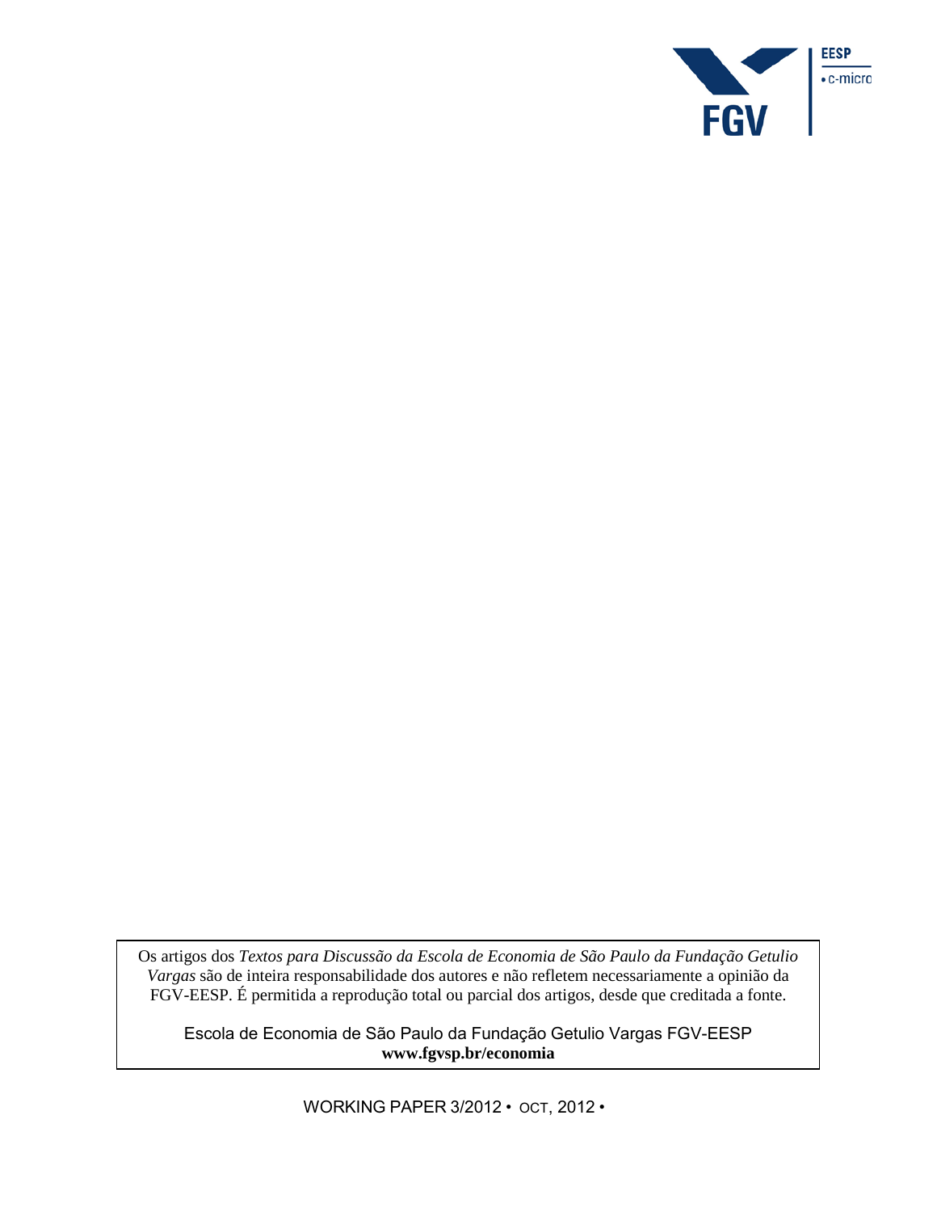EESP

• c-micro

FGV

Os artigos dos *Textos para Discussão da Escola de Economia de São Paulo da Fundação Getulio Vargas* são de inteira responsabilidade dos autores e não refletem necessariamente a opinião da FGV-EESP. É permitida a reprodução total ou parcial dos artigos, desde que creditada a fonte.

Escola de Economia de São Paulo da Fundação Getulio Vargas FGV-EESP
**www.fgvsp.br/economia**

WORKING PAPER 3/2012 • OCT, 2012 •